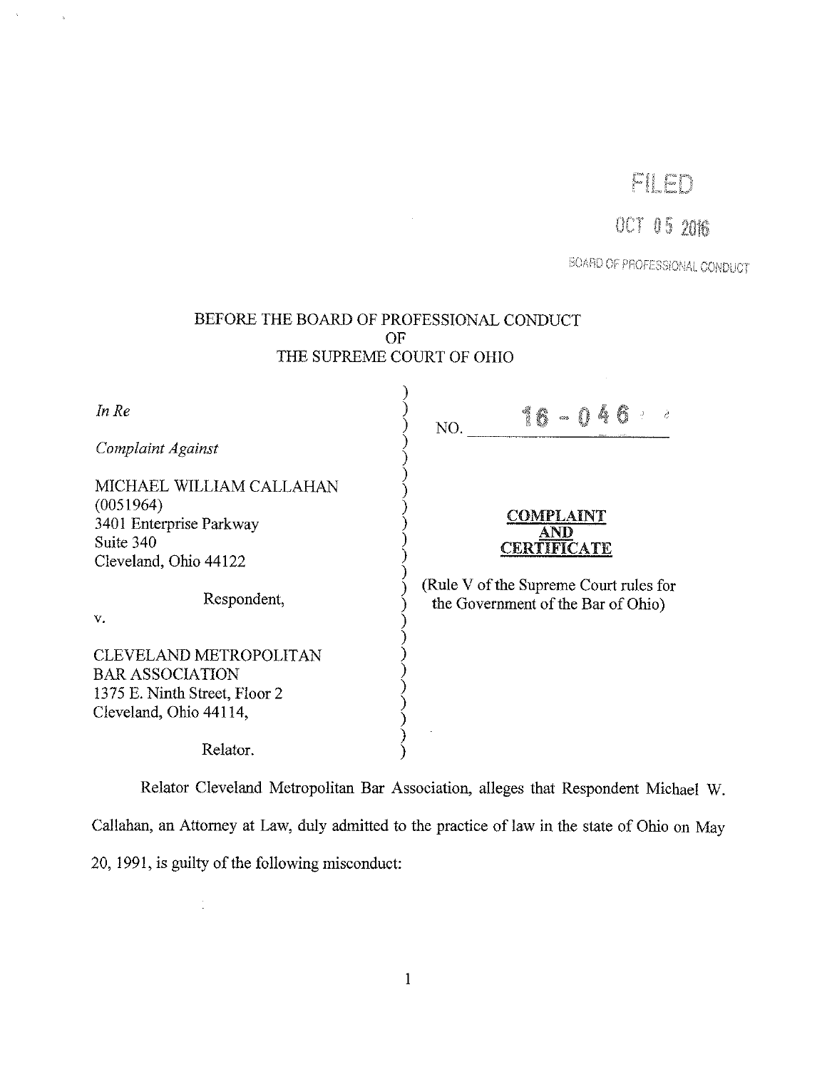FILED

OCT 05 2016

BOARD OF PROFESSIONAL CONDUCT

BEFORE THE BOARD OF PROFESSIONAL CONDUCT
OF
THE SUPREME COURT OF OHIO

| | |
|---|---|
| *In Re* | NO. 16 - 046 |
| *Complaint Against* | |
| MICHAEL WILLIAM CALLAHAN<br>(0051964)<br>3401 Enterprise Parkway<br>Suite 340<br>Cleveland, Ohio 44122 | **COMPLAINT**<br>**AND**<br>**CERTIFICATE** |
| Respondent, | (Rule V of the Supreme Court rules for the Government of the Bar of Ohio) |
| v. | |
| CLEVELAND METROPOLITAN<br>BAR ASSOCIATION<br>1375 E. Ninth Street, Floor 2<br>Cleveland, Ohio 44114, | |
| Relator. | |

Relator Cleveland Metropolitan Bar Association, alleges that Respondent Michael W. Callahan, an Attorney at Law, duly admitted to the practice of law in the state of Ohio on May 20, 1991, is guilty of the following misconduct: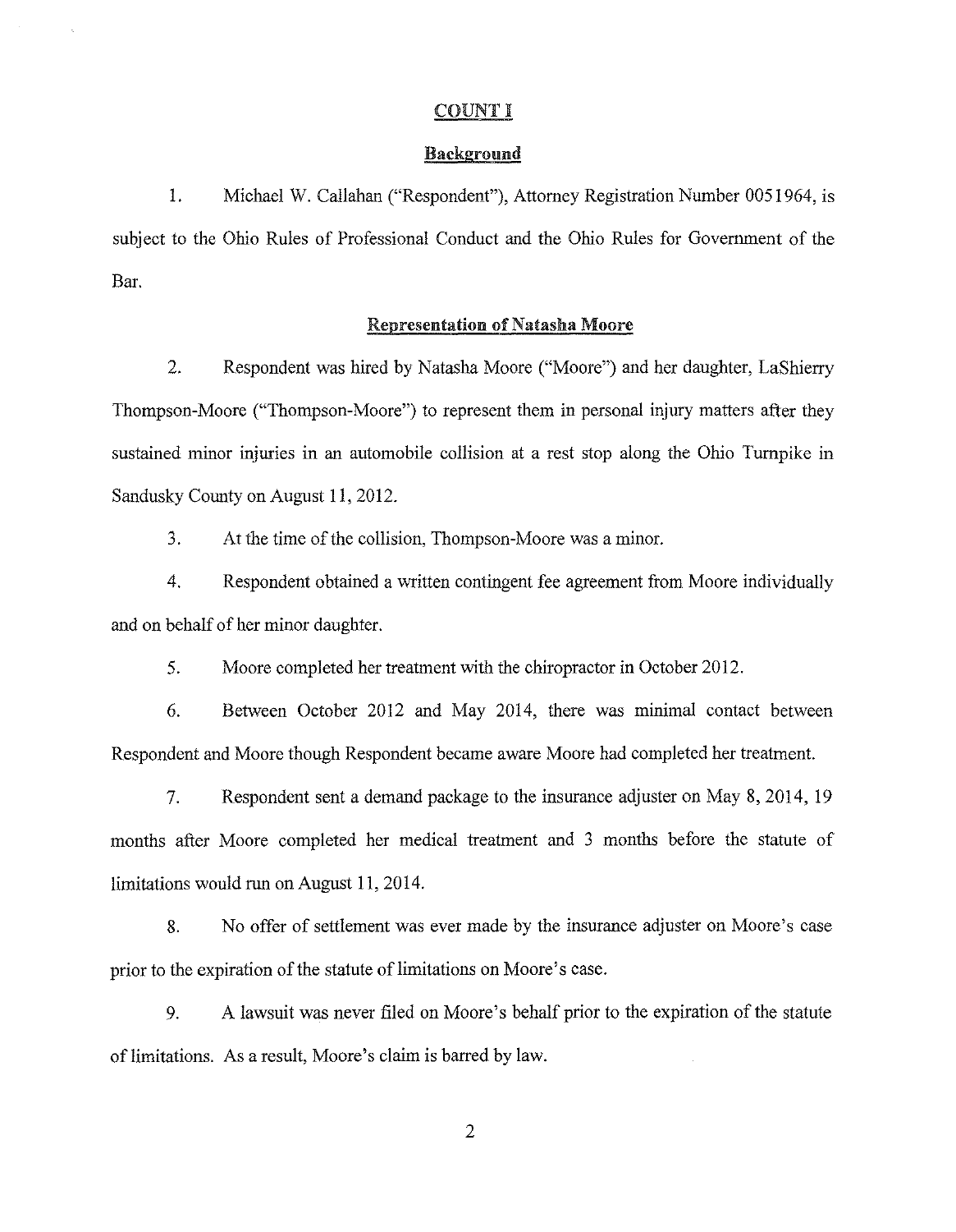## COUNT I

### Background

1. Michael W. Callahan ("Respondent"), Attorney Registration Number 0051964, is subject to the Ohio Rules of Professional Conduct and the Ohio Rules for Government of the Bar.

### Representation of Natasha Moore

2. Respondent was hired by Natasha Moore ("Moore") and her daughter, LaShierry Thompson-Moore ("Thompson-Moore") to represent them in personal injury matters after they sustained minor injuries in an automobile collision at a rest stop along the Ohio Turnpike in Sandusky County on August 11, 2012.

3. At the time of the collision, Thompson-Moore was a minor.

4. Respondent obtained a written contingent fee agreement from Moore individually and on behalf of her minor daughter.

5. Moore completed her treatment with the chiropractor in October 2012.

6. Between October 2012 and May 2014, there was minimal contact between Respondent and Moore though Respondent became aware Moore had completed her treatment.

7. Respondent sent a demand package to the insurance adjuster on May 8, 2014, 19 months after Moore completed her medical treatment and 3 months before the statute of limitations would run on August 11, 2014.

8. No offer of settlement was ever made by the insurance adjuster on Moore's case prior to the expiration of the statute of limitations on Moore's case.

9. A lawsuit was never filed on Moore's behalf prior to the expiration of the statute of limitations. As a result, Moore's claim is barred by law.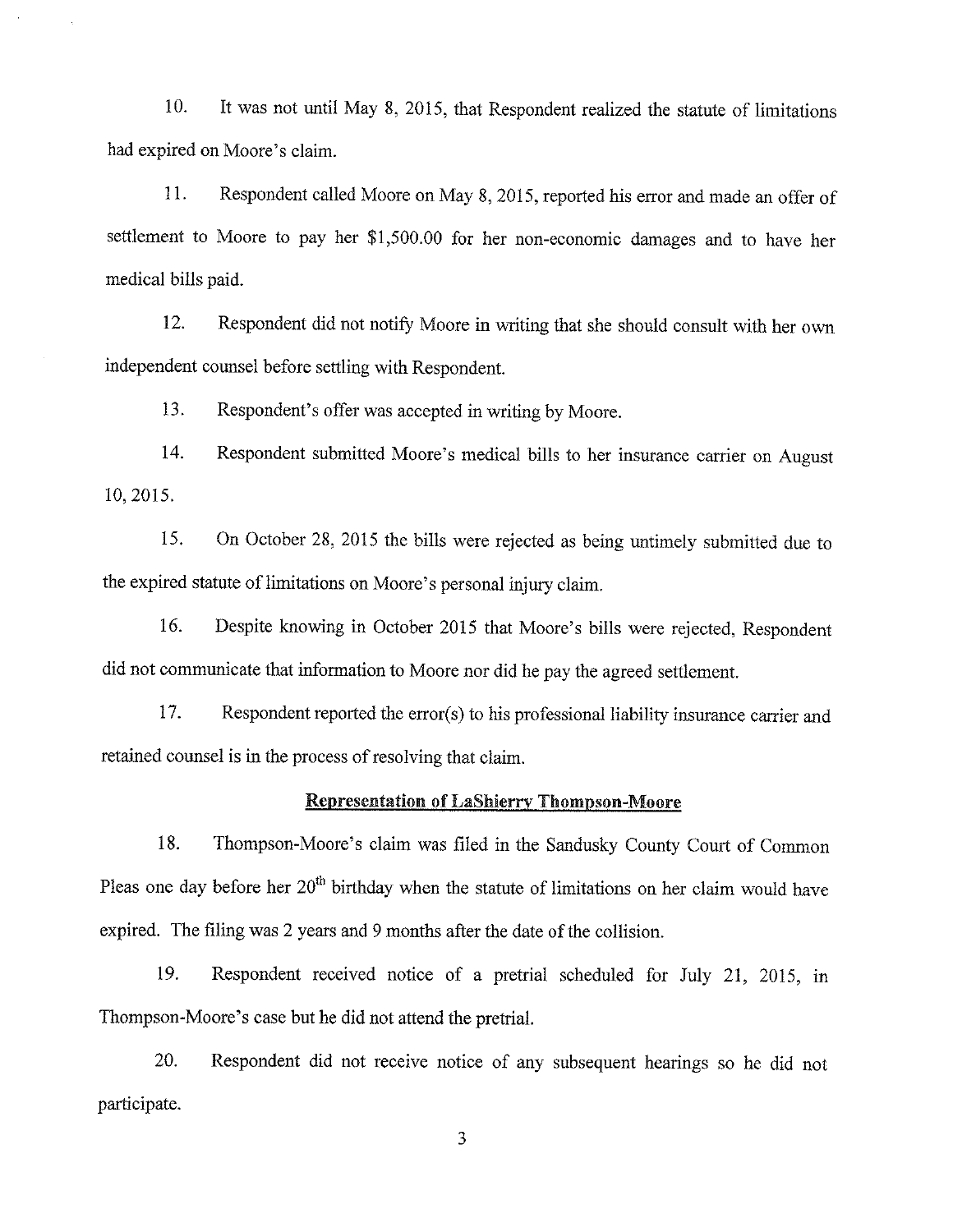10. It was not until May 8, 2015, that Respondent realized the statute of limitations had expired on Moore's claim.

11. Respondent called Moore on May 8, 2015, reported his error and made an offer of settlement to Moore to pay her $1,500.00 for her non-economic damages and to have her medical bills paid.

12. Respondent did not notify Moore in writing that she should consult with her own independent counsel before settling with Respondent.

13. Respondent's offer was accepted in writing by Moore.

14. Respondent submitted Moore's medical bills to her insurance carrier on August 10, 2015.

15. On October 28, 2015 the bills were rejected as being untimely submitted due to the expired statute of limitations on Moore's personal injury claim.

16. Despite knowing in October 2015 that Moore's bills were rejected, Respondent did not communicate that information to Moore nor did he pay the agreed settlement.

17. Respondent reported the error(s) to his professional liability insurance carrier and retained counsel is in the process of resolving that claim.

## Representation of LaShierry Thompson-Moore

18. Thompson-Moore's claim was filed in the Sandusky County Court of Common Pleas one day before her 20th birthday when the statute of limitations on her claim would have expired. The filing was 2 years and 9 months after the date of the collision.

19. Respondent received notice of a pretrial scheduled for July 21, 2015, in Thompson-Moore's case but he did not attend the pretrial.

20. Respondent did not receive notice of any subsequent hearings so he did not participate.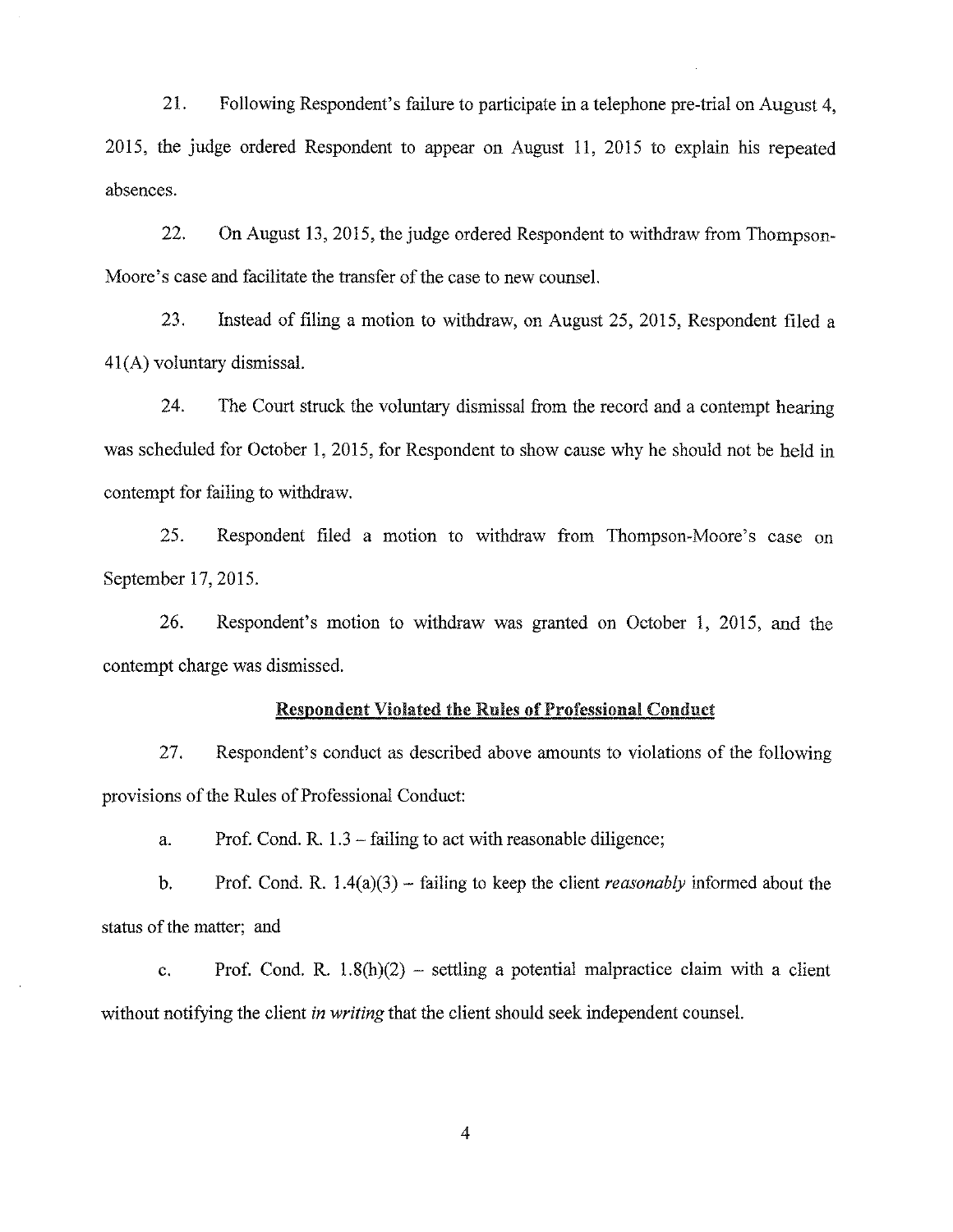21. Following Respondent's failure to participate in a telephone pre-trial on August 4, 2015, the judge ordered Respondent to appear on August 11, 2015 to explain his repeated absences.

22. On August 13, 2015, the judge ordered Respondent to withdraw from Thompson-Moore's case and facilitate the transfer of the case to new counsel.

23. Instead of filing a motion to withdraw, on August 25, 2015, Respondent filed a 41(A) voluntary dismissal.

24. The Court struck the voluntary dismissal from the record and a contempt hearing was scheduled for October 1, 2015, for Respondent to show cause why he should not be held in contempt for failing to withdraw.

25. Respondent filed a motion to withdraw from Thompson-Moore's case on September 17, 2015.

26. Respondent's motion to withdraw was granted on October 1, 2015, and the contempt charge was dismissed.

## Respondent Violated the Rules of Professional Conduct

27. Respondent's conduct as described above amounts to violations of the following provisions of the Rules of Professional Conduct:

a. Prof. Cond. R. 1.3 – failing to act with reasonable diligence;

b. Prof. Cond. R. 1.4(a)(3) – failing to keep the client *reasonably* informed about the status of the matter; and

c. Prof. Cond. R. 1.8(h)(2) – settling a potential malpractice claim with a client without notifying the client *in writing* that the client should seek independent counsel.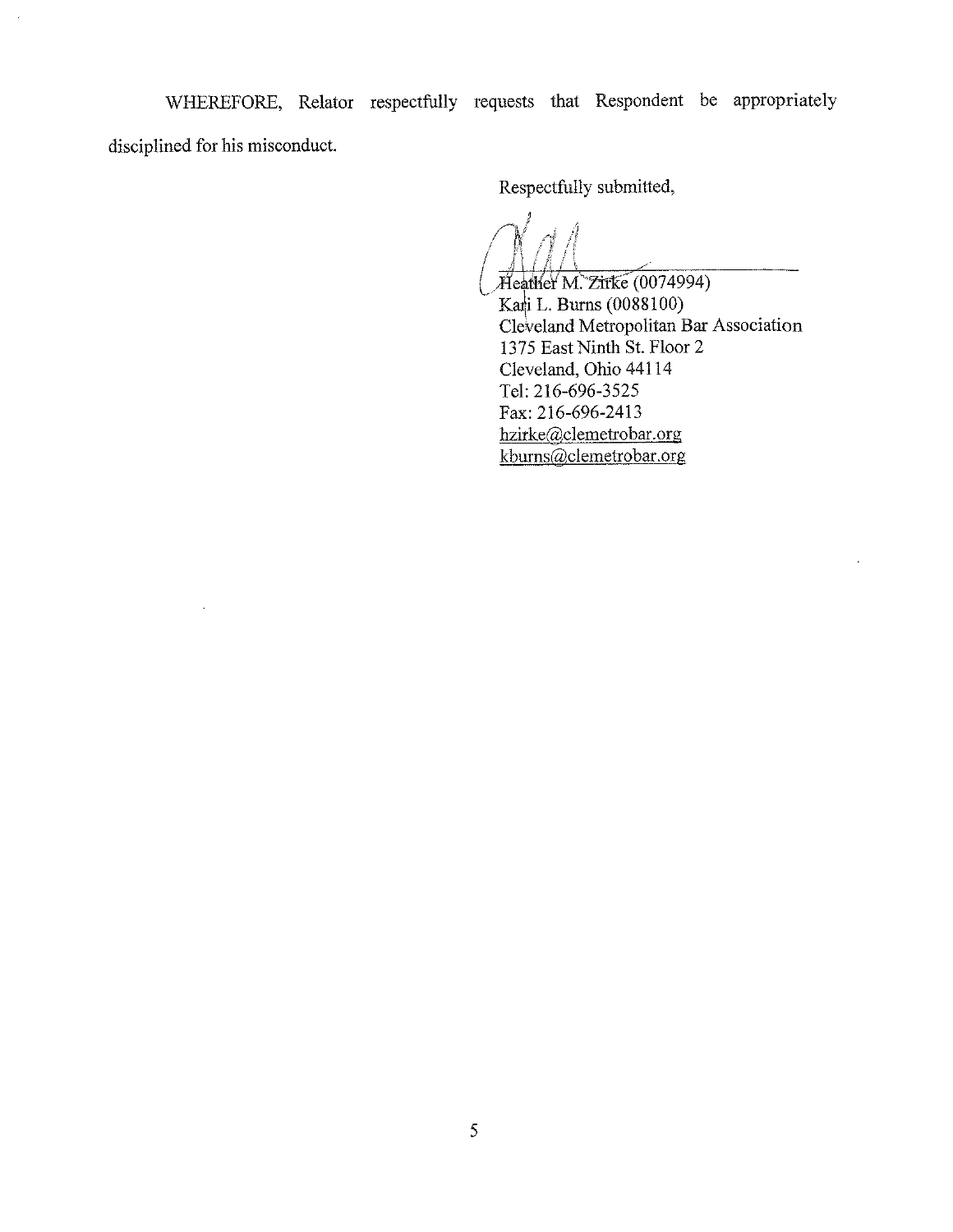WHEREFORE, Relator respectfully requests that Respondent be appropriately disciplined for his misconduct.

Respectfully submitted,

Heather M. Zirke (0074994)
Kari L. Burns (0088100)
Cleveland Metropolitan Bar Association
1375 East Ninth St. Floor 2
Cleveland, Ohio 44114
Tel: 216-696-3525
Fax: 216-696-2413
hzirke@clemetrobar.org
kburns@clemetrobar.org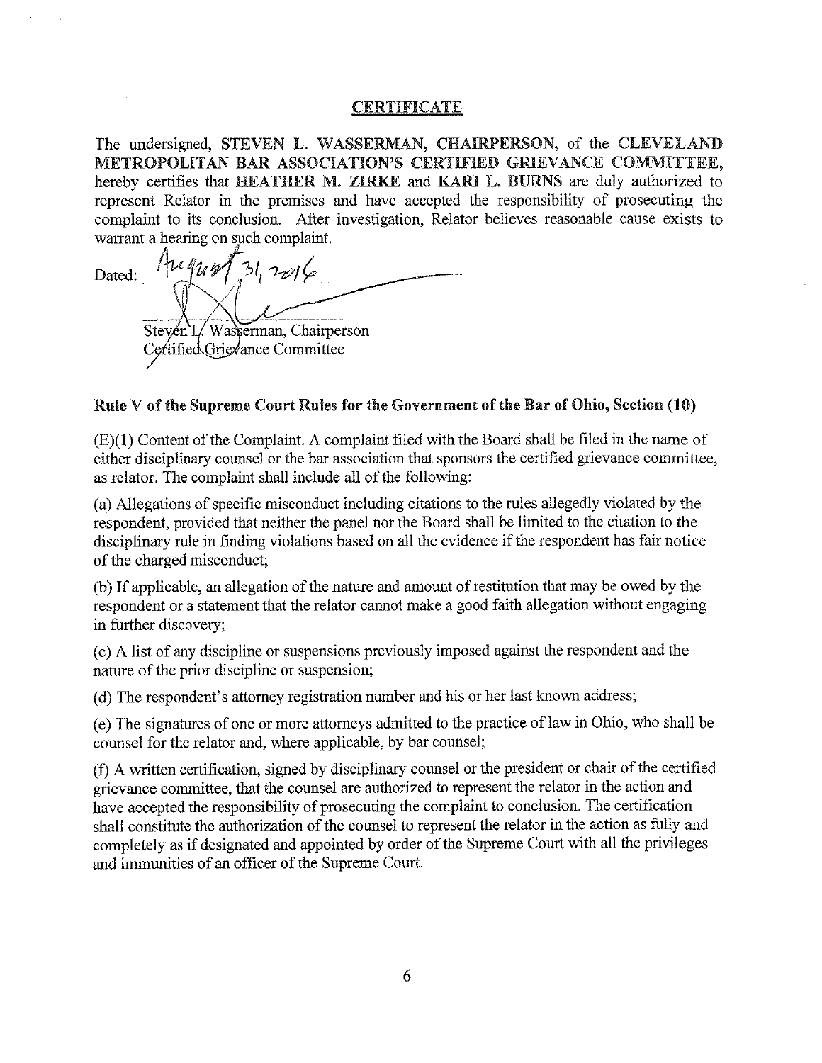## CERTIFICATE

The undersigned, **STEVEN L. WASSERMAN, CHAIRPERSON**, of the **CLEVELAND METROPOLITAN BAR ASSOCIATION'S CERTIFIED GRIEVANCE COMMITTEE**, hereby certifies that **HEATHER M. ZIRKE** and **KARI L. BURNS** are duly authorized to represent Relator in the premises and have accepted the responsibility of prosecuting the complaint to its conclusion. After investigation, Relator believes reasonable cause exists to warrant a hearing on such complaint.

Dated: August 31, 2016

Steven L. Wasserman, Chairperson
Certified Grievance Committee

**Rule V of the Supreme Court Rules for the Government of the Bar of Ohio, Section (10)**

(E)(1) Content of the Complaint. A complaint filed with the Board shall be filed in the name of either disciplinary counsel or the bar association that sponsors the certified grievance committee, as relator. The complaint shall include all of the following:

(a) Allegations of specific misconduct including citations to the rules allegedly violated by the respondent, provided that neither the panel nor the Board shall be limited to the citation to the disciplinary rule in finding violations based on all the evidence if the respondent has fair notice of the charged misconduct;

(b) If applicable, an allegation of the nature and amount of restitution that may be owed by the respondent or a statement that the relator cannot make a good faith allegation without engaging in further discovery;

(c) A list of any discipline or suspensions previously imposed against the respondent and the nature of the prior discipline or suspension;

(d) The respondent's attorney registration number and his or her last known address;

(e) The signatures of one or more attorneys admitted to the practice of law in Ohio, who shall be counsel for the relator and, where applicable, by bar counsel;

(f) A written certification, signed by disciplinary counsel or the president or chair of the certified grievance committee, that the counsel are authorized to represent the relator in the action and have accepted the responsibility of prosecuting the complaint to conclusion. The certification shall constitute the authorization of the counsel to represent the relator in the action as fully and completely as if designated and appointed by order of the Supreme Court with all the privileges and immunities of an officer of the Supreme Court.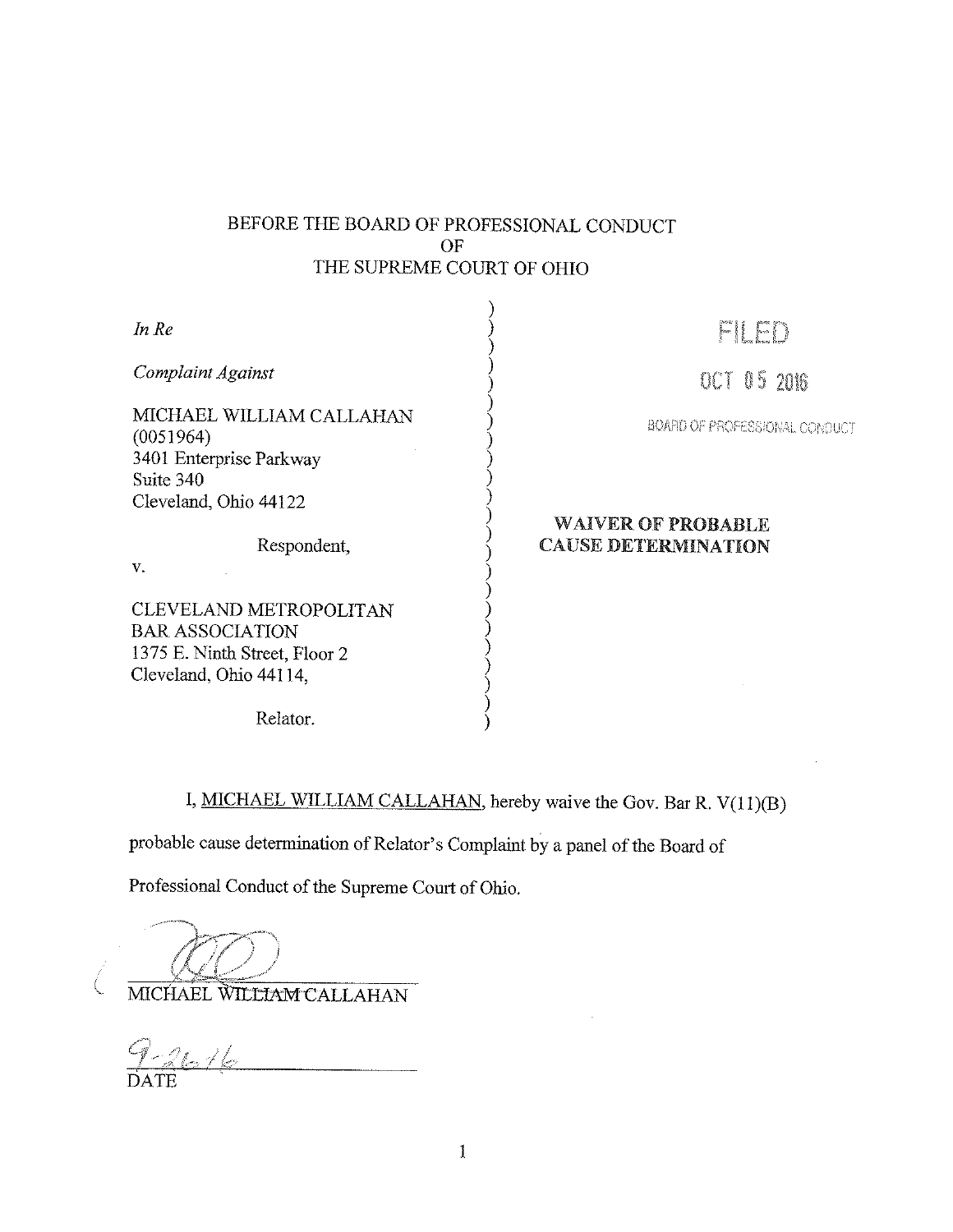BEFORE THE BOARD OF PROFESSIONAL CONDUCT
OF
THE SUPREME COURT OF OHIO

*In Re*

*Complaint Against*

MICHAEL WILLIAM CALLAHAN
(0051964)
3401 Enterprise Parkway
Suite 340
Cleveland, Ohio 44122

Respondent,

v.

CLEVELAND METROPOLITAN
BAR ASSOCIATION
1375 E. Ninth Street, Floor 2
Cleveland, Ohio 44114,

Relator.

FILED

OCT 05 2016

BOARD OF PROFESSIONAL CONDUCT

**WAIVER OF PROBABLE CAUSE DETERMINATION**

I, MICHAEL WILLIAM CALLAHAN, hereby waive the Gov. Bar R. V(11)(B) probable cause determination of Relator's Complaint by a panel of the Board of Professional Conduct of the Supreme Court of Ohio.

MICHAEL WILLIAM CALLAHAN

9-26-16
DATE